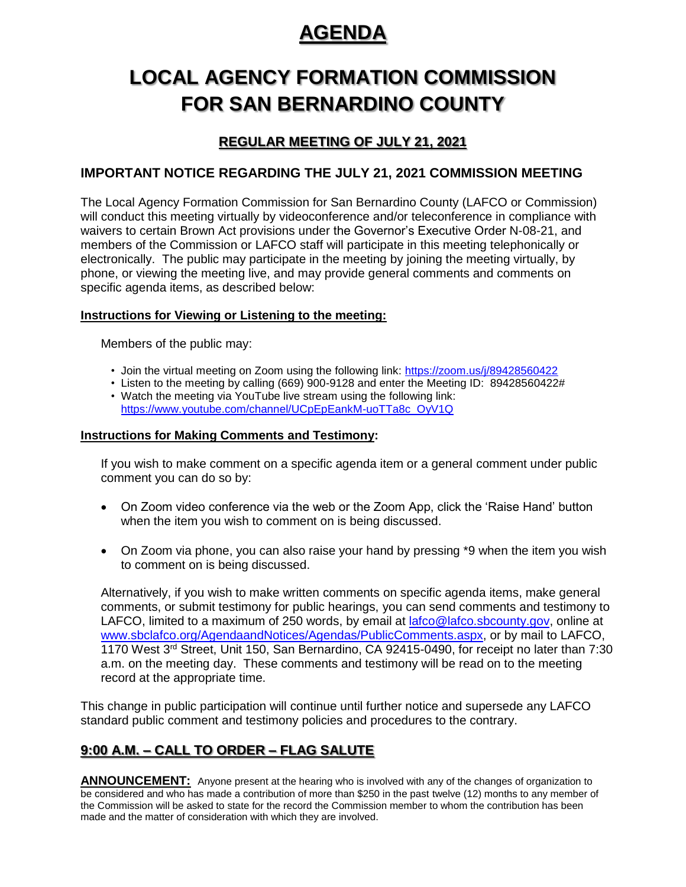# AGENDA

# LOCAL AGENCY FORMATION COMMISSION FOR SAN BERNARDINO COUNTY

## REGULAR MEETING OF JULY 21, 2021

### IMPORTANT NOTICE REGARDING THE JULY 21, 2021 COMMISSION MEETING

The Local Agency Formation Commission for San Bernardino County (LAFCO or Commission) will conduct this meeting virtually by videoconference and/or teleconference in compliance with waivers to certain Brown Act provisions under the Governor's Executive Order N-08-21, and members of the Commission or LAFCO staff will participate in this meeting telephonically or electronically. The public may participate in the meeting by joining the meeting virtually, by phone, or viewing the meeting live, and may provide general comments and comments on specific agenda items, as described below:

**Instructions for Viewing or Listening to the meeting:**

Members of the public may:

- Join the virtual meeting on Zoom using the following link: https://zoom.us/j/89428560422
- Listen to the meeting by calling (669) 900-9128 and enter the Meeting ID: 89428560422#
- Watch the meeting via YouTube live stream using the following link: https://www.youtube.com/channel/UCpEpEankM-uoTTa8c_OyV1Q

**Instructions for Making Comments and Testimony:**

If you wish to make comment on a specific agenda item or a general comment under public comment you can do so by:

- On Zoom video conference via the web or the Zoom App, click the 'Raise Hand' button when the item you wish to comment on is being discussed.
- On Zoom via phone, you can also raise your hand by pressing *9 when the item you wish to comment on is being discussed.

Alternatively, if you wish to make written comments on specific agenda items, make general comments, or submit testimony for public hearings, you can send comments and testimony to LAFCO, limited to a maximum of 250 words, by email at lafco@lafco.sbcounty.gov, online at www.sbclafco.org/AgendaandNotices/Agendas/PublicComments.aspx, or by mail to LAFCO, 1170 West 3rd Street, Unit 150, San Bernardino, CA 92415-0490, for receipt no later than 7:30 a.m. on the meeting day. These comments and testimony will be read on to the meeting record at the appropriate time.

This change in public participation will continue until further notice and supersede any LAFCO standard public comment and testimony policies and procedures to the contrary.

## 9:00 A.M. – CALL TO ORDER – FLAG SALUTE

**ANNOUNCEMENT:** Anyone present at the hearing who is involved with any of the changes of organization to be considered and who has made a contribution of more than $250 in the past twelve (12) months to any member of the Commission will be asked to state for the record the Commission member to whom the contribution has been made and the matter of consideration with which they are involved.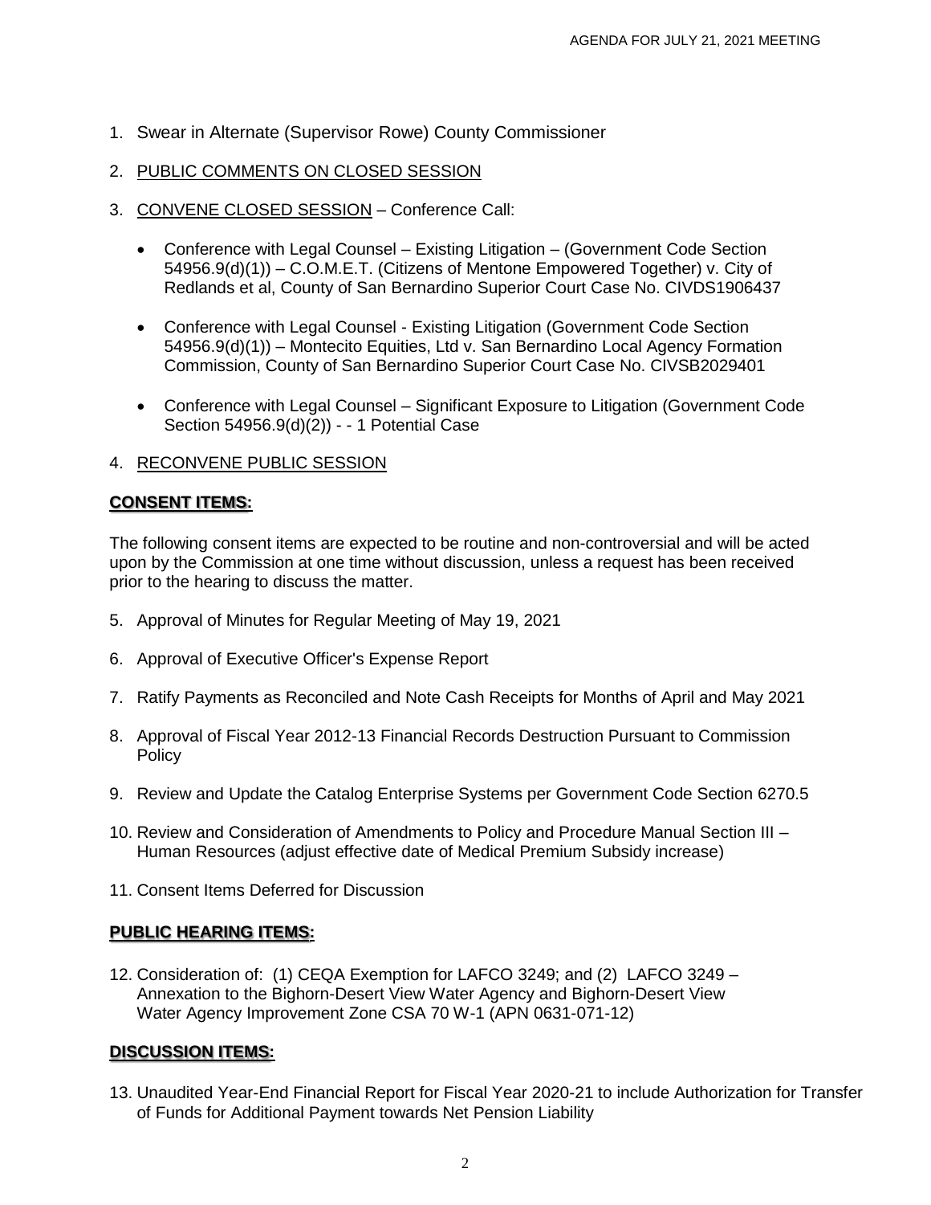1. Swear in Alternate (Supervisor Rowe) County Commissioner

2. <u>PUBLIC COMMENTS ON CLOSED SESSION</u>

3. <u>CONVENE CLOSED SESSION</u> – Conference Call:

   - Conference with Legal Counsel – Existing Litigation – (Government Code Section 54956.9(d)(1)) – C.O.M.E.T. (Citizens of Mentone Empowered Together) v. City of Redlands et al, County of San Bernardino Superior Court Case No. CIVDS1906437

   - Conference with Legal Counsel - Existing Litigation (Government Code Section 54956.9(d)(1)) – Montecito Equities, Ltd v. San Bernardino Local Agency Formation Commission, County of San Bernardino Superior Court Case No. CIVSB2029401

   - Conference with Legal Counsel – Significant Exposure to Litigation (Government Code Section 54956.9(d)(2)) - - 1 Potential Case

4. <u>RECONVENE PUBLIC SESSION</u>

## **CONSENT ITEMS:**

The following consent items are expected to be routine and non-controversial and will be acted upon by the Commission at one time without discussion, unless a request has been received prior to the hearing to discuss the matter.

5. Approval of Minutes for Regular Meeting of May 19, 2021

6. Approval of Executive Officer's Expense Report

7. Ratify Payments as Reconciled and Note Cash Receipts for Months of April and May 2021

8. Approval of Fiscal Year 2012-13 Financial Records Destruction Pursuant to Commission Policy

9. Review and Update the Catalog Enterprise Systems per Government Code Section 6270.5

10. Review and Consideration of Amendments to Policy and Procedure Manual Section III – Human Resources (adjust effective date of Medical Premium Subsidy increase)

11. Consent Items Deferred for Discussion

## **PUBLIC HEARING ITEMS:**

12. Consideration of: (1) CEQA Exemption for LAFCO 3249; and (2) LAFCO 3249 – Annexation to the Bighorn-Desert View Water Agency and Bighorn-Desert View Water Agency Improvement Zone CSA 70 W-1 (APN 0631-071-12)

## **DISCUSSION ITEMS:**

13. Unaudited Year-End Financial Report for Fiscal Year 2020-21 to include Authorization for Transfer of Funds for Additional Payment towards Net Pension Liability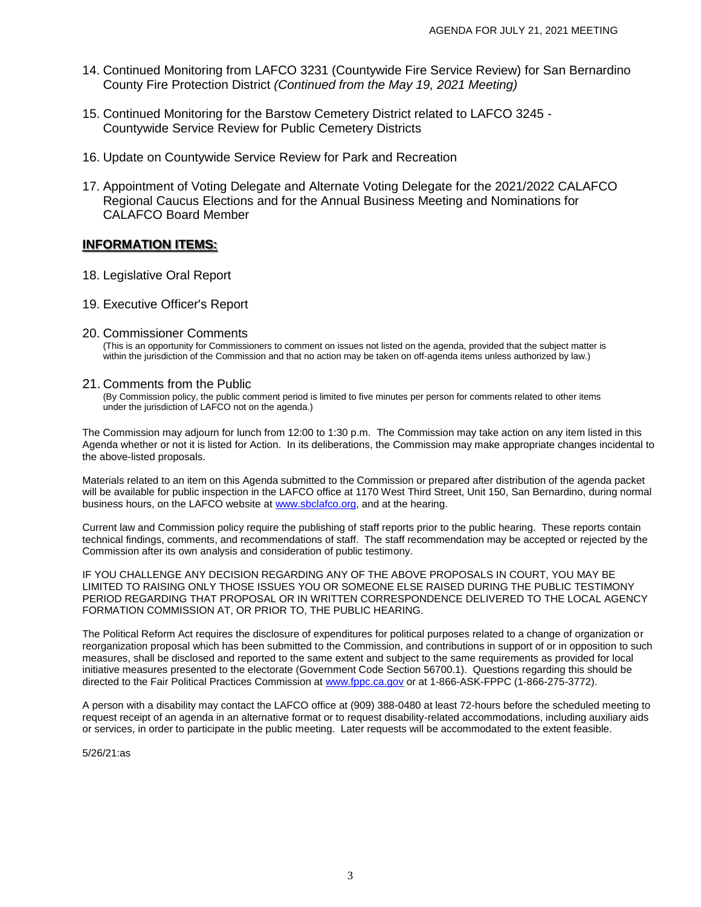14. Continued Monitoring from LAFCO 3231 (Countywide Fire Service Review) for San Bernardino County Fire Protection District *(Continued from the May 19, 2021 Meeting)*

15. Continued Monitoring for the Barstow Cemetery District related to LAFCO 3245 - Countywide Service Review for Public Cemetery Districts

16. Update on Countywide Service Review for Park and Recreation

17. Appointment of Voting Delegate and Alternate Voting Delegate for the 2021/2022 CALAFCO Regional Caucus Elections and for the Annual Business Meeting and Nominations for CALAFCO Board Member

## **INFORMATION ITEMS:**

18. Legislative Oral Report

19. Executive Officer's Report

20. Commissioner Comments
    (This is an opportunity for Commissioners to comment on issues not listed on the agenda, provided that the subject matter is within the jurisdiction of the Commission and that no action may be taken on off-agenda items unless authorized by law.)

21. Comments from the Public
    (By Commission policy, the public comment period is limited to five minutes per person for comments related to other items under the jurisdiction of LAFCO not on the agenda.)

The Commission may adjourn for lunch from 12:00 to 1:30 p.m. The Commission may take action on any item listed in this Agenda whether or not it is listed for Action. In its deliberations, the Commission may make appropriate changes incidental to the above-listed proposals.

Materials related to an item on this Agenda submitted to the Commission or prepared after distribution of the agenda packet will be available for public inspection in the LAFCO office at 1170 West Third Street, Unit 150, San Bernardino, during normal business hours, on the LAFCO website at www.sbclafco.org, and at the hearing.

Current law and Commission policy require the publishing of staff reports prior to the public hearing. These reports contain technical findings, comments, and recommendations of staff. The staff recommendation may be accepted or rejected by the Commission after its own analysis and consideration of public testimony.

IF YOU CHALLENGE ANY DECISION REGARDING ANY OF THE ABOVE PROPOSALS IN COURT, YOU MAY BE LIMITED TO RAISING ONLY THOSE ISSUES YOU OR SOMEONE ELSE RAISED DURING THE PUBLIC TESTIMONY PERIOD REGARDING THAT PROPOSAL OR IN WRITTEN CORRESPONDENCE DELIVERED TO THE LOCAL AGENCY FORMATION COMMISSION AT, OR PRIOR TO, THE PUBLIC HEARING.

The Political Reform Act requires the disclosure of expenditures for political purposes related to a change of organization or reorganization proposal which has been submitted to the Commission, and contributions in support of or in opposition to such measures, shall be disclosed and reported to the same extent and subject to the same requirements as provided for local initiative measures presented to the electorate (Government Code Section 56700.1). Questions regarding this should be directed to the Fair Political Practices Commission at www.fppc.ca.gov or at 1-866-ASK-FPPC (1-866-275-3772).

A person with a disability may contact the LAFCO office at (909) 388-0480 at least 72-hours before the scheduled meeting to request receipt of an agenda in an alternative format or to request disability-related accommodations, including auxiliary aids or services, in order to participate in the public meeting. Later requests will be accommodated to the extent feasible.

5/26/21:as